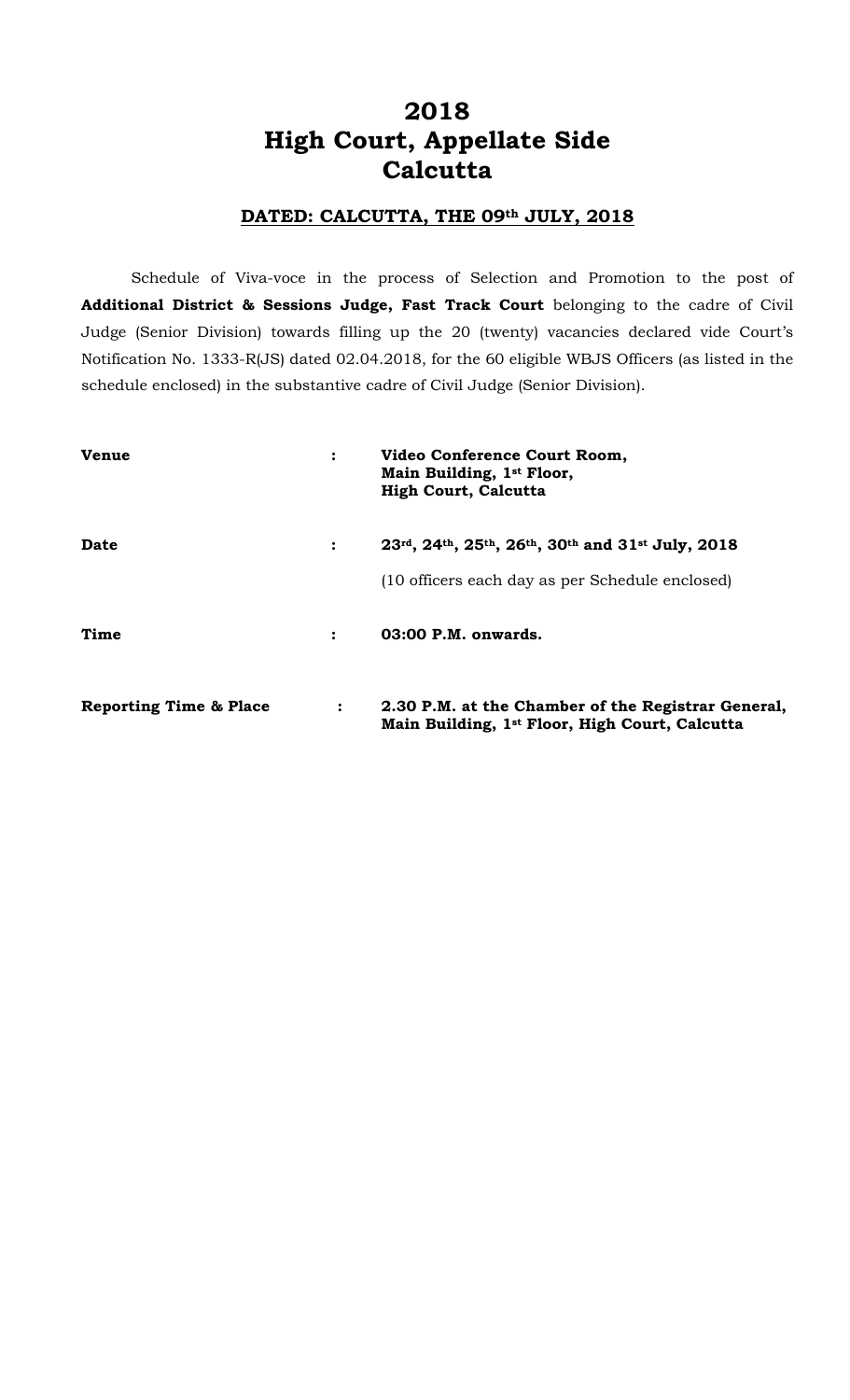# 2018
# High Court, Appellate Side
# Calcutta

**DATED: CALCUTTA, THE 09th JULY, 2018**

Schedule of Viva-voce in the process of Selection and Promotion to the post of **Additional District & Sessions Judge, Fast Track Court** belonging to the cadre of Civil Judge (Senior Division) towards filling up the 20 (twenty) vacancies declared vide Court's Notification No. 1333-R(JS) dated 02.04.2018, for the 60 eligible WBJS Officers (as listed in the schedule enclosed) in the substantive cadre of Civil Judge (Senior Division).

| | | |
|---|---|---|
| **Venue** | : | **Video Conference Court Room, Main Building, 1st Floor, High Court, Calcutta** |
| **Date** | : | **23rd, 24th, 25th, 26th, 30th and 31st July, 2018**<br>(10 officers each day as per Schedule enclosed) |
| **Time** | : | **03:00 P.M. onwards.** |
| **Reporting Time & Place** | : | **2.30 P.M. at the Chamber of the Registrar General, Main Building, 1st Floor, High Court, Calcutta** |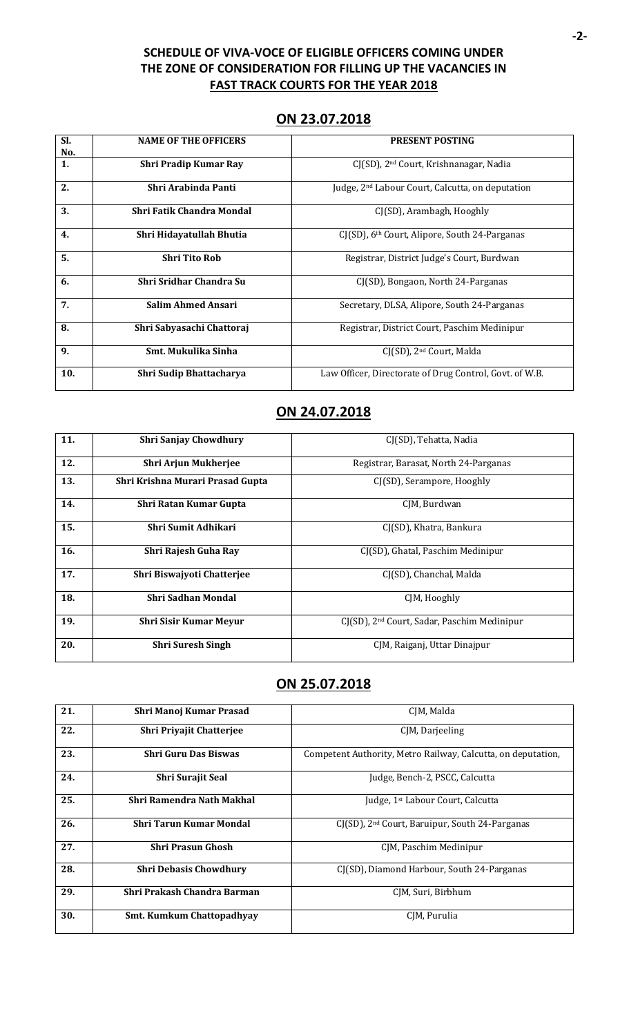## SCHEDULE OF VIVA-VOCE OF ELIGIBLE OFFICERS COMING UNDER THE ZONE OF CONSIDERATION FOR FILLING UP THE VACANCIES IN FAST TRACK COURTS FOR THE YEAR 2018

### ON 23.07.2018

| Sl. No. | NAME OF THE OFFICERS | PRESENT POSTING |
|---|---|---|
| 1. | Shri Pradip Kumar Ray | CJ(SD), 2nd Court, Krishnanagar, Nadia |
| 2. | Shri Arabinda Panti | Judge, 2nd Labour Court, Calcutta, on deputation |
| 3. | Shri Fatik Chandra Mondal | CJ(SD), Arambagh, Hooghly |
| 4. | Shri Hidayatullah Bhutia | CJ(SD), 6th Court, Alipore, South 24-Parganas |
| 5. | Shri Tito Rob | Registrar, District Judge's Court, Burdwan |
| 6. | Shri Sridhar Chandra Su | CJ(SD), Bongaon, North 24-Parganas |
| 7. | Salim Ahmed Ansari | Secretary, DLSA, Alipore, South 24-Parganas |
| 8. | Shri Sabyasachi Chattoraj | Registrar, District Court, Paschim Medinipur |
| 9. | Smt. Mukulika Sinha | CJ(SD), 2nd Court, Malda |
| 10. | Shri Sudip Bhattacharya | Law Officer, Directorate of Drug Control, Govt. of W.B. |

### ON 24.07.2018

| Sl. No. | NAME OF THE OFFICERS | PRESENT POSTING |
|---|---|---|
| 11. | Shri Sanjay Chowdhury | CJ(SD), Tehatta, Nadia |
| 12. | Shri Arjun Mukherjee | Registrar, Barasat, North 24-Parganas |
| 13. | Shri Krishna Murari Prasad Gupta | CJ(SD), Serampore, Hooghly |
| 14. | Shri Ratan Kumar Gupta | CJM, Burdwan |
| 15. | Shri Sumit Adhikari | CJ(SD), Khatra, Bankura |
| 16. | Shri Rajesh Guha Ray | CJ(SD), Ghatal, Paschim Medinipur |
| 17. | Shri Biswajyoti Chatterjee | CJ(SD), Chanchal, Malda |
| 18. | Shri Sadhan Mondal | CJM, Hooghly |
| 19. | Shri Sisir Kumar Meyur | CJ(SD), 2nd Court, Sadar, Paschim Medinipur |
| 20. | Shri Suresh Singh | CJM, Raiganj, Uttar Dinajpur |

### ON 25.07.2018

| Sl. No. | NAME OF THE OFFICERS | PRESENT POSTING |
|---|---|---|
| 21. | Shri Manoj Kumar Prasad | CJM, Malda |
| 22. | Shri Priyajit Chatterjee | CJM, Darjeeling |
| 23. | Shri Guru Das Biswas | Competent Authority, Metro Railway, Calcutta, on deputation, |
| 24. | Shri Surajit Seal | Judge, Bench-2, PSCC, Calcutta |
| 25. | Shri Ramendra Nath Makhal | Judge, 1st Labour Court, Calcutta |
| 26. | Shri Tarun Kumar Mondal | CJ(SD), 2nd Court, Baruipur, South 24-Parganas |
| 27. | Shri Prasun Ghosh | CJM, Paschim Medinipur |
| 28. | Shri Debasis Chowdhury | CJ(SD), Diamond Harbour, South 24-Parganas |
| 29. | Shri Prakash Chandra Barman | CJM, Suri, Birbhum |
| 30. | Smt. Kumkum Chattopadhyay | CJM, Purulia |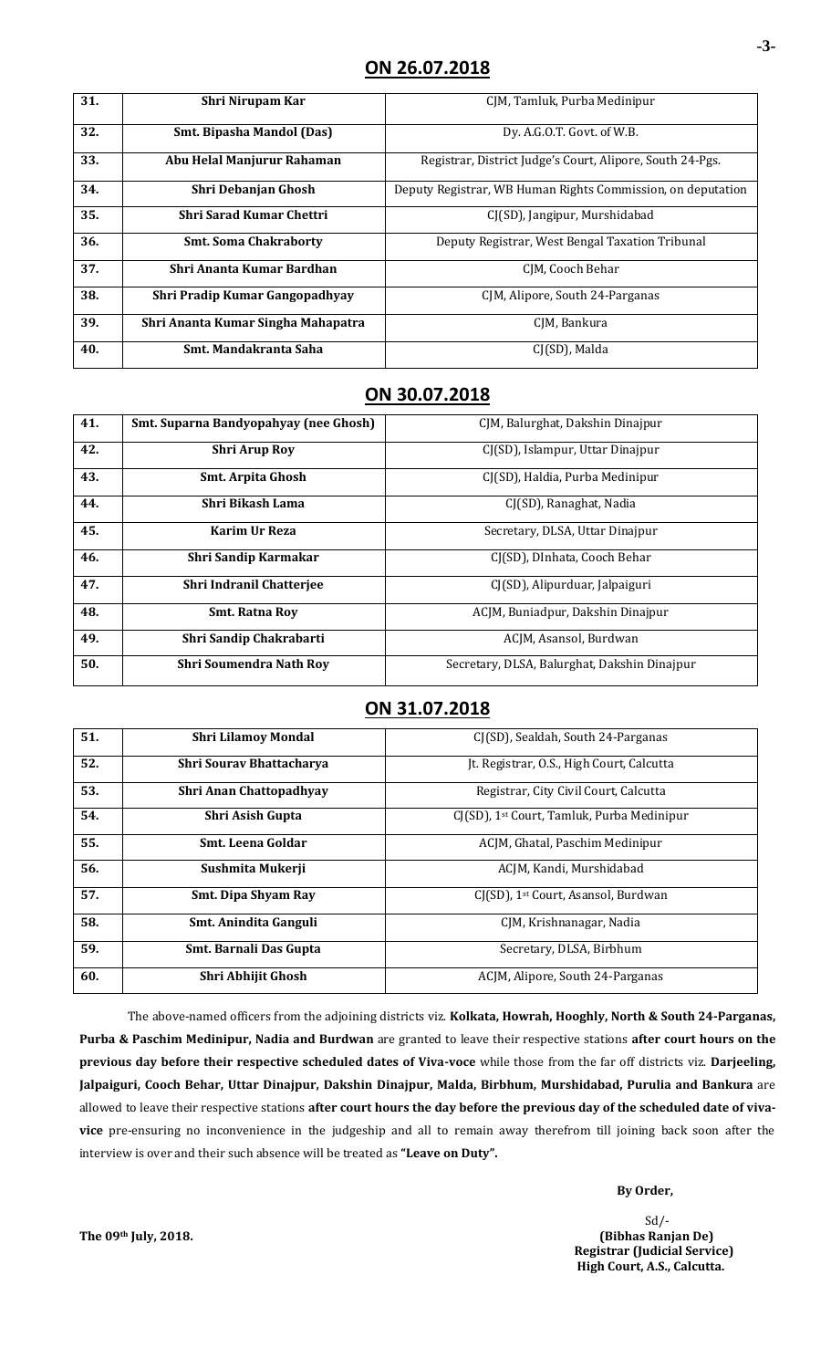## ON 26.07.2018

| | | |
|---|---|---|
| 31. | Shri Nirupam Kar | CJM, Tamluk, Purba Medinipur |
| 32. | Smt. Bipasha Mandol (Das) | Dy. A.G.O.T. Govt. of W.B. |
| 33. | Abu Helal Manjurur Rahaman | Registrar, District Judge's Court, Alipore, South 24-Pgs. |
| 34. | Shri Debanjan Ghosh | Deputy Registrar, WB Human Rights Commission, on deputation |
| 35. | Shri Sarad Kumar Chettri | CJ(SD), Jangipur, Murshidabad |
| 36. | Smt. Soma Chakraborty | Deputy Registrar, West Bengal Taxation Tribunal |
| 37. | Shri Ananta Kumar Bardhan | CJM, Cooch Behar |
| 38. | Shri Pradip Kumar Gangopadhyay | CJM, Alipore, South 24-Parganas |
| 39. | Shri Ananta Kumar Singha Mahapatra | CJM, Bankura |
| 40. | Smt. Mandakranta Saha | CJ(SD), Malda |

## ON 30.07.2018

| | | |
|---|---|---|
| 41. | Smt. Suparna Bandyopahyay (nee Ghosh) | CJM, Balurghat, Dakshin Dinajpur |
| 42. | Shri Arup Roy | CJ(SD), Islampur, Uttar Dinajpur |
| 43. | Smt. Arpita Ghosh | CJ(SD), Haldia, Purba Medinipur |
| 44. | Shri Bikash Lama | CJ(SD), Ranaghat, Nadia |
| 45. | Karim Ur Reza | Secretary, DLSA, Uttar Dinajpur |
| 46. | Shri Sandip Karmakar | CJ(SD), DInhata, Cooch Behar |
| 47. | Shri Indranil Chatterjee | CJ(SD), Alipurduar, Jalpaiguri |
| 48. | Smt. Ratna Roy | ACJM, Buniadpur, Dakshin Dinajpur |
| 49. | Shri Sandip Chakrabarti | ACJM, Asansol, Burdwan |
| 50. | Shri Soumendra Nath Roy | Secretary, DLSA, Balurghat, Dakshin Dinajpur |

## ON 31.07.2018

| | | |
|---|---|---|
| 51. | Shri Lilamoy Mondal | CJ(SD), Sealdah, South 24-Parganas |
| 52. | Shri Sourav Bhattacharya | Jt. Registrar, O.S., High Court, Calcutta |
| 53. | Shri Anan Chattopadhyay | Registrar, City Civil Court, Calcutta |
| 54. | Shri Asish Gupta | CJ(SD), 1st Court, Tamluk, Purba Medinipur |
| 55. | Smt. Leena Goldar | ACJM, Ghatal, Paschim Medinipur |
| 56. | Sushmita Mukerji | ACJM, Kandi, Murshidabad |
| 57. | Smt. Dipa Shyam Ray | CJ(SD), 1st Court, Asansol, Burdwan |
| 58. | Smt. Anindita Ganguli | CJM, Krishnanagar, Nadia |
| 59. | Smt. Barnali Das Gupta | Secretary, DLSA, Birbhum |
| 60. | Shri Abhijit Ghosh | ACJM, Alipore, South 24-Parganas |

The above-named officers from the adjoining districts viz. **Kolkata, Howrah, Hooghly, North & South 24-Parganas, Purba & Paschim Medinipur, Nadia and Burdwan** are granted to leave their respective stations **after court hours on the previous day before their respective scheduled dates of Viva-voce** while those from the far off districts viz. **Darjeeling, Jalpaiguri, Cooch Behar, Uttar Dinajpur, Dakshin Dinajpur, Malda, Birbhum, Murshidabad, Purulia and Bankura** are allowed to leave their respective stations **after court hours the day before the previous day of the scheduled date of viva-vice** pre-ensuring no inconvenience in the judgeship and all to remain away therefrom till joining back soon after the interview is over and their such absence will be treated as **"Leave on Duty".**

**By Order,**

Sd/-

**The 09th July, 2018.**

**(Bibhas Ranjan De)**
**Registrar (Judicial Service)**
**High Court, A.S., Calcutta.**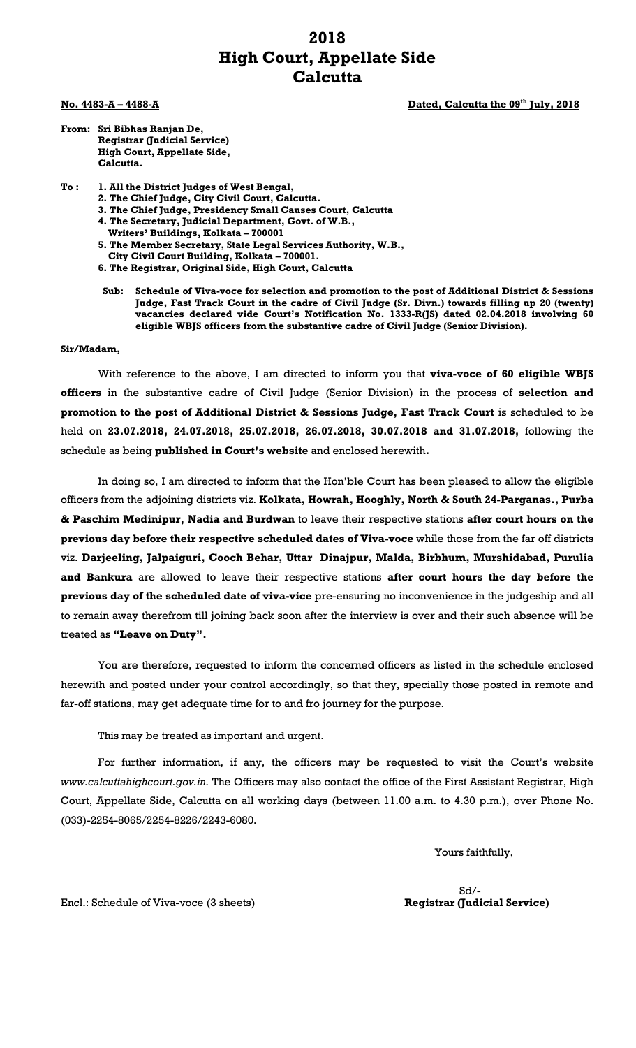# 2018
# High Court, Appellate Side
# Calcutta

**No. 4483-A – 4488-A** **Dated, Calcutta the 09th July, 2018**

**From: Sri Bibhas Ranjan De,**
**Registrar (Judicial Service)**
**High Court, Appellate Side,**
**Calcutta.**

**To : 1. All the District Judges of West Bengal,**
**2. The Chief Judge, City Civil Court, Calcutta.**
**3. The Chief Judge, Presidency Small Causes Court, Calcutta**
**4. The Secretary, Judicial Department, Govt. of W.B.,**
**Writers' Buildings, Kolkata – 700001**
**5. The Member Secretary, State Legal Services Authority, W.B.,**
**City Civil Court Building, Kolkata – 700001.**
**6. The Registrar, Original Side, High Court, Calcutta**

**Sub: Schedule of Viva-voce for selection and promotion to the post of Additional District & Sessions Judge, Fast Track Court in the cadre of Civil Judge (Sr. Divn.) towards filling up 20 (twenty) vacancies declared vide Court's Notification No. 1333-R(JS) dated 02.04.2018 involving 60 eligible WBJS officers from the substantive cadre of Civil Judge (Senior Division).**

**Sir/Madam,**

With reference to the above, I am directed to inform you that **viva-voce of 60 eligible WBJS officers** in the substantive cadre of Civil Judge (Senior Division) in the process of **selection and promotion to the post of Additional District & Sessions Judge, Fast Track Court** is scheduled to be held on **23.07.2018, 24.07.2018, 25.07.2018, 26.07.2018, 30.07.2018 and 31.07.2018,** following the schedule as being **published in Court's website** and enclosed herewith**.**

In doing so, I am directed to inform that the Hon'ble Court has been pleased to allow the eligible officers from the adjoining districts viz. **Kolkata, Howrah, Hooghly, North & South 24-Parganas., Purba & Paschim Medinipur, Nadia and Burdwan** to leave their respective stations **after court hours on the previous day before their respective scheduled dates of Viva-voce** while those from the far off districts viz. **Darjeeling, Jalpaiguri, Cooch Behar, Uttar Dinajpur, Malda, Birbhum, Murshidabad, Purulia and Bankura** are allowed to leave their respective stations **after court hours the day before the previous day of the scheduled date of viva-vice** pre-ensuring no inconvenience in the judgeship and all to remain away therefrom till joining back soon after the interview is over and their such absence will be treated as **"Leave on Duty".**

You are therefore, requested to inform the concerned officers as listed in the schedule enclosed herewith and posted under your control accordingly, so that they, specially those posted in remote and far-off stations, may get adequate time for to and fro journey for the purpose.

This may be treated as important and urgent.

For further information, if any, the officers may be requested to visit the Court's website *www.calcuttahighcourt.gov.in.* The Officers may also contact the office of the First Assistant Registrar, High Court, Appellate Side, Calcutta on all working days (between 11.00 a.m. to 4.30 p.m.), over Phone No. (033)-2254-8065/2254-8226/2243-6080.

Yours faithfully,

Sd/-
**Registrar (Judicial Service)**

Encl.: Schedule of Viva-voce (3 sheets)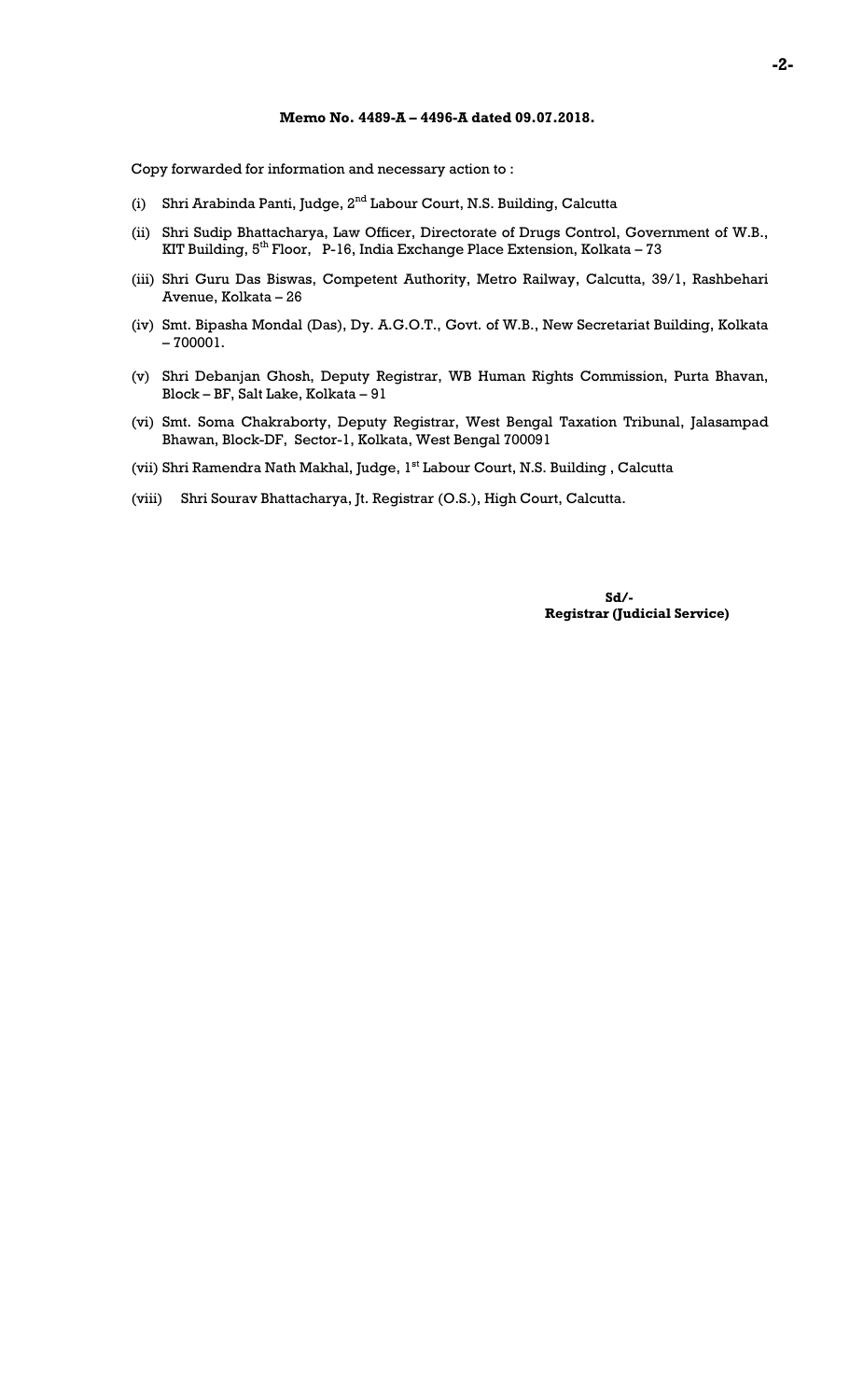**Memo No. 4489-A – 4496-A dated 09.07.2018.**

Copy forwarded for information and necessary action to :

(i) Shri Arabinda Panti, Judge, 2nd Labour Court, N.S. Building, Calcutta

(ii) Shri Sudip Bhattacharya, Law Officer, Directorate of Drugs Control, Government of W.B., KIT Building, 5th Floor, P-16, India Exchange Place Extension, Kolkata – 73

(iii) Shri Guru Das Biswas, Competent Authority, Metro Railway, Calcutta, 39/1, Rashbehari Avenue, Kolkata – 26

(iv) Smt. Bipasha Mondal (Das), Dy. A.G.O.T., Govt. of W.B., New Secretariat Building, Kolkata – 700001.

(v) Shri Debanjan Ghosh, Deputy Registrar, WB Human Rights Commission, Purta Bhavan, Block – BF, Salt Lake, Kolkata – 91

(vi) Smt. Soma Chakraborty, Deputy Registrar, West Bengal Taxation Tribunal, Jalasampad Bhawan, Block-DF, Sector-1, Kolkata, West Bengal 700091

(vii) Shri Ramendra Nath Makhal, Judge, 1st Labour Court, N.S. Building , Calcutta

(viii) Shri Sourav Bhattacharya, Jt. Registrar (O.S.), High Court, Calcutta.

**Sd/-**
**Registrar (Judicial Service)**